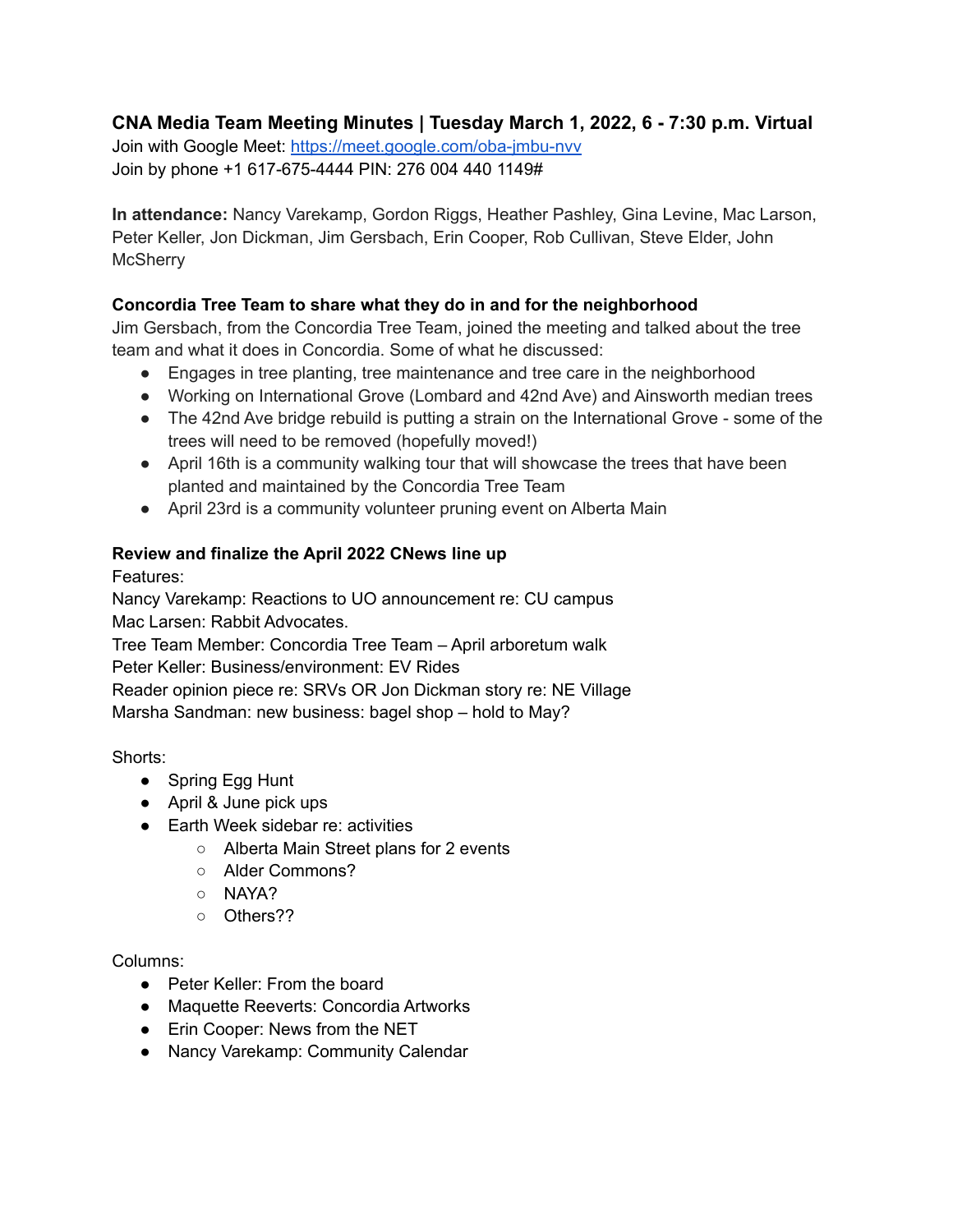# CNA Media Team Meeting Minutes | Tuesday March 1, 2022, 6 - 7:30 p.m. Virtual

Join with Google Meet: [https://meet.google.com/oba-jmbu-nvv](https://meet.google.com/oba-jmbu-nvv)
Join by phone +1 617-675-4444 PIN: 276 004 440 1149#

**In attendance:** Nancy Varekamp, Gordon Riggs, Heather Pashley, Gina Levine, Mac Larson, Peter Keller, Jon Dickman, Jim Gersbach, Erin Cooper, Rob Cullivan, Steve Elder, John McSherry

## Concordia Tree Team to share what they do in and for the neighborhood

Jim Gersbach, from the Concordia Tree Team, joined the meeting and talked about the tree team and what it does in Concordia. Some of what he discussed:

- Engages in tree planting, tree maintenance and tree care in the neighborhood
- Working on International Grove (Lombard and 42nd Ave) and Ainsworth median trees
- The 42nd Ave bridge rebuild is putting a strain on the International Grove - some of the trees will need to be removed (hopefully moved!)
- April 16th is a community walking tour that will showcase the trees that have been planted and maintained by the Concordia Tree Team
- April 23rd is a community volunteer pruning event on Alberta Main

## Review and finalize the April 2022 CNews line up

Features:
Nancy Varekamp: Reactions to UO announcement re: CU campus
Mac Larsen: Rabbit Advocates.
Tree Team Member: Concordia Tree Team – April arboretum walk
Peter Keller: Business/environment: EV Rides
Reader opinion piece re: SRVs OR Jon Dickman story re: NE Village
Marsha Sandman: new business: bagel shop – hold to May?

Shorts:

- Spring Egg Hunt
- April & June pick ups
- Earth Week sidebar re: activities
  - Alberta Main Street plans for 2 events
  - Alder Commons?
  - NAYA?
  - Others??

Columns:

- Peter Keller: From the board
- Maquette Reeverts: Concordia Artworks
- Erin Cooper: News from the NET
- Nancy Varekamp: Community Calendar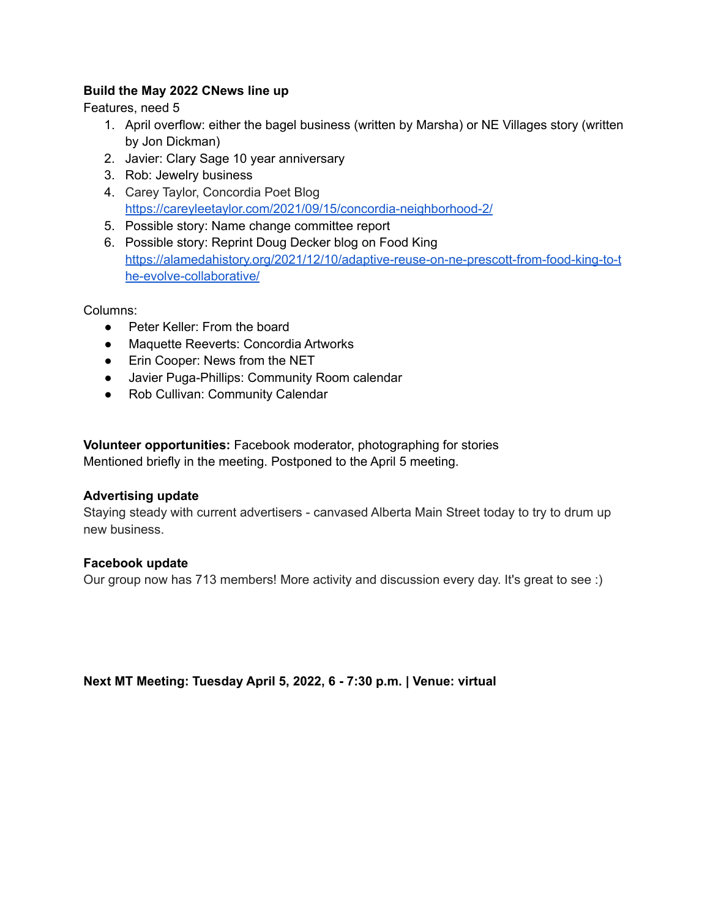**Build the May 2022 CNews line up**

Features, need 5

1. April overflow: either the bagel business (written by Marsha) or NE Villages story (written by Jon Dickman)
2. Javier: Clary Sage 10 year anniversary
3. Rob: Jewelry business
4. Carey Taylor, Concordia Poet Blog https://careyleetaylor.com/2021/09/15/concordia-neighborhood-2/
5. Possible story: Name change committee report
6. Possible story: Reprint Doug Decker blog on Food King https://alamedahistory.org/2021/12/10/adaptive-reuse-on-ne-prescott-from-food-king-to-the-evolve-collaborative/

Columns:

- Peter Keller: From the board
- Maquette Reeverts: Concordia Artworks
- Erin Cooper: News from the NET
- Javier Puga-Phillips: Community Room calendar
- Rob Cullivan: Community Calendar

**Volunteer opportunities:** Facebook moderator, photographing for stories

Mentioned briefly in the meeting. Postponed to the April 5 meeting.

**Advertising update**

Staying steady with current advertisers - canvased Alberta Main Street today to try to drum up new business.

**Facebook update**

Our group now has 713 members! More activity and discussion every day. It's great to see :)

**Next MT Meeting: Tuesday April 5, 2022, 6 - 7:30 p.m. | Venue: virtual**